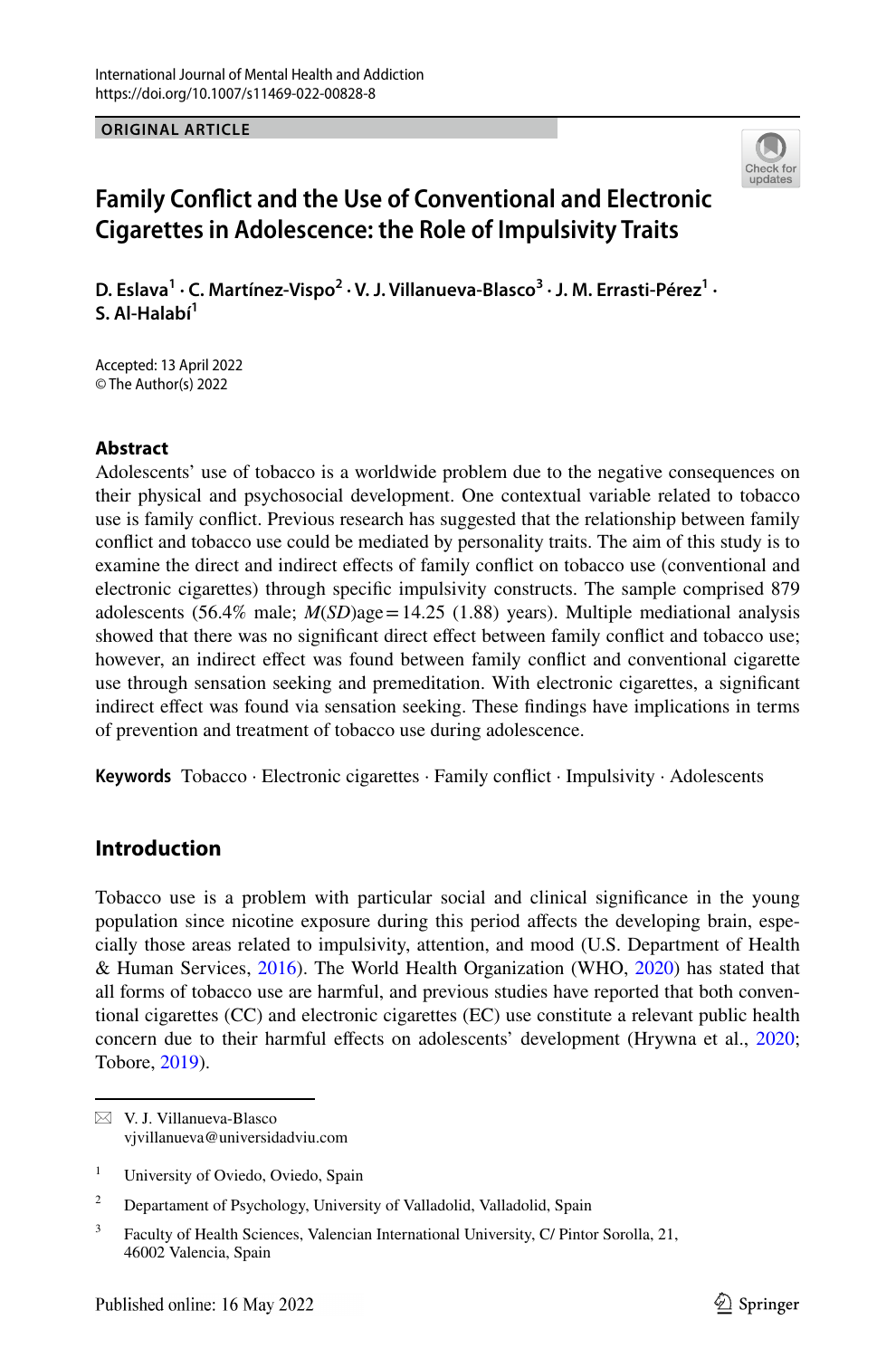International Journal of Mental Health and Addiction
https://doi.org/10.1007/s11469-022-00828-8

**ORIGINAL ARTICLE**

# Family Conflict and the Use of Conventional and Electronic Cigarettes in Adolescence: the Role of Impulsivity Traits

**D. Eslava[1] · C. Martínez-Vispo[2] · V. J. Villanueva-Blasco[3] · J. M. Errasti-Pérez[1] · S. Al-Halabí[1]**

Accepted: 13 April 2022
© The Author(s) 2022

## Abstract

Adolescents' use of tobacco is a worldwide problem due to the negative consequences on their physical and psychosocial development. One contextual variable related to tobacco use is family conflict. Previous research has suggested that the relationship between family conflict and tobacco use could be mediated by personality traits. The aim of this study is to examine the direct and indirect effects of family conflict on tobacco use (conventional and electronic cigarettes) through specific impulsivity constructs. The sample comprised 879 adolescents (56.4% male; $M(SD)$age = 14.25 (1.88) years). Multiple mediational analysis showed that there was no significant direct effect between family conflict and tobacco use; however, an indirect effect was found between family conflict and conventional cigarette use through sensation seeking and premeditation. With electronic cigarettes, a significant indirect effect was found via sensation seeking. These findings have implications in terms of prevention and treatment of tobacco use during adolescence.

**Keywords** Tobacco · Electronic cigarettes · Family conflict · Impulsivity · Adolescents

## Introduction

Tobacco use is a problem with particular social and clinical significance in the young population since nicotine exposure during this period affects the developing brain, especially those areas related to impulsivity, attention, and mood (U.S. Department of Health & Human Services, 2016). The World Health Organization (WHO, 2020) has stated that all forms of tobacco use are harmful, and previous studies have reported that both conventional cigarettes (CC) and electronic cigarettes (EC) use constitute a relevant public health concern due to their harmful effects on adolescents' development (Hrywna et al., 2020; Tobore, 2019).

✉ V. J. Villanueva-Blasco
vjvillanueva@universidadviu.com

[1] University of Oviedo, Oviedo, Spain

[2] Departament of Psychology, University of Valladolid, Valladolid, Spain

[3] Faculty of Health Sciences, Valencian International University, C/ Pintor Sorolla, 21, 46002 Valencia, Spain

Published online: 16 May 2022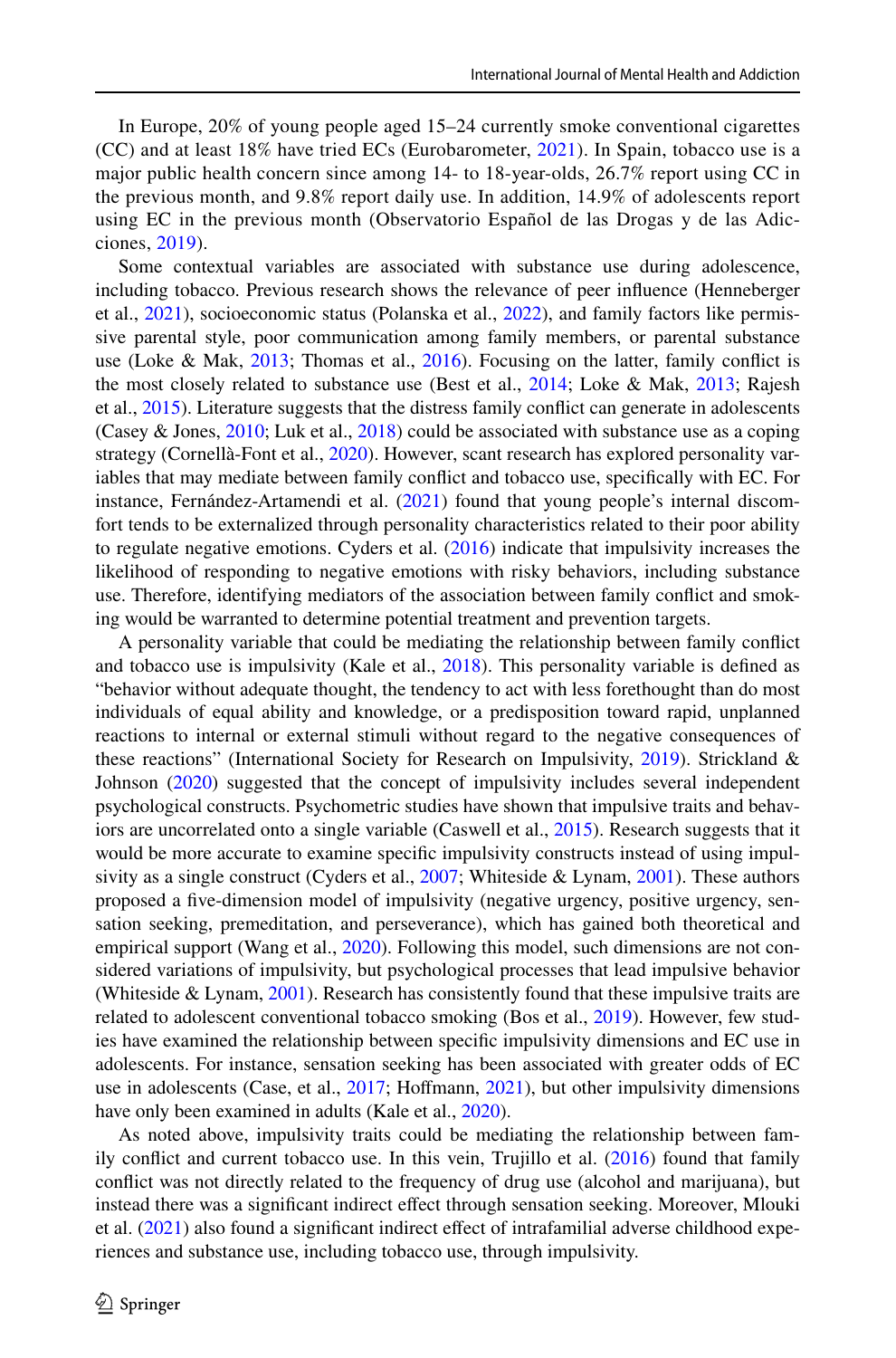In Europe, 20% of young people aged 15–24 currently smoke conventional cigarettes (CC) and at least 18% have tried ECs (Eurobarometer, 2021). In Spain, tobacco use is a major public health concern since among 14- to 18-year-olds, 26.7% report using CC in the previous month, and 9.8% report daily use. In addition, 14.9% of adolescents report using EC in the previous month (Observatorio Español de las Drogas y de las Adicciones, 2019).

Some contextual variables are associated with substance use during adolescence, including tobacco. Previous research shows the relevance of peer influence (Henneberger et al., 2021), socioeconomic status (Polanska et al., 2022), and family factors like permissive parental style, poor communication among family members, or parental substance use (Loke & Mak, 2013; Thomas et al., 2016). Focusing on the latter, family conflict is the most closely related to substance use (Best et al., 2014; Loke & Mak, 2013; Rajesh et al., 2015). Literature suggests that the distress family conflict can generate in adolescents (Casey & Jones, 2010; Luk et al., 2018) could be associated with substance use as a coping strategy (Cornellà-Font et al., 2020). However, scant research has explored personality variables that may mediate between family conflict and tobacco use, specifically with EC. For instance, Fernández-Artamendi et al. (2021) found that young people's internal discomfort tends to be externalized through personality characteristics related to their poor ability to regulate negative emotions. Cyders et al. (2016) indicate that impulsivity increases the likelihood of responding to negative emotions with risky behaviors, including substance use. Therefore, identifying mediators of the association between family conflict and smoking would be warranted to determine potential treatment and prevention targets.

A personality variable that could be mediating the relationship between family conflict and tobacco use is impulsivity (Kale et al., 2018). This personality variable is defined as "behavior without adequate thought, the tendency to act with less forethought than do most individuals of equal ability and knowledge, or a predisposition toward rapid, unplanned reactions to internal or external stimuli without regard to the negative consequences of these reactions" (International Society for Research on Impulsivity, 2019). Strickland & Johnson (2020) suggested that the concept of impulsivity includes several independent psychological constructs. Psychometric studies have shown that impulsive traits and behaviors are uncorrelated onto a single variable (Caswell et al., 2015). Research suggests that it would be more accurate to examine specific impulsivity constructs instead of using impulsivity as a single construct (Cyders et al., 2007; Whiteside & Lynam, 2001). These authors proposed a five-dimension model of impulsivity (negative urgency, positive urgency, sensation seeking, premeditation, and perseverance), which has gained both theoretical and empirical support (Wang et al., 2020). Following this model, such dimensions are not considered variations of impulsivity, but psychological processes that lead impulsive behavior (Whiteside & Lynam, 2001). Research has consistently found that these impulsive traits are related to adolescent conventional tobacco smoking (Bos et al., 2019). However, few studies have examined the relationship between specific impulsivity dimensions and EC use in adolescents. For instance, sensation seeking has been associated with greater odds of EC use in adolescents (Case, et al., 2017; Hoffmann, 2021), but other impulsivity dimensions have only been examined in adults (Kale et al., 2020).

As noted above, impulsivity traits could be mediating the relationship between family conflict and current tobacco use. In this vein, Trujillo et al. (2016) found that family conflict was not directly related to the frequency of drug use (alcohol and marijuana), but instead there was a significant indirect effect through sensation seeking. Moreover, Mlouki et al. (2021) also found a significant indirect effect of intrafamilial adverse childhood experiences and substance use, including tobacco use, through impulsivity.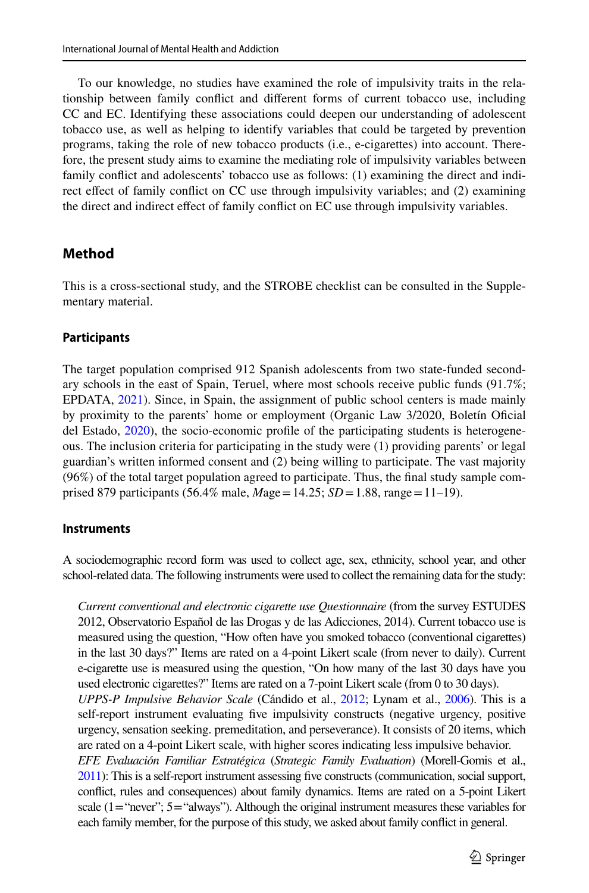To our knowledge, no studies have examined the role of impulsivity traits in the relationship between family conflict and different forms of current tobacco use, including CC and EC. Identifying these associations could deepen our understanding of adolescent tobacco use, as well as helping to identify variables that could be targeted by prevention programs, taking the role of new tobacco products (i.e., e-cigarettes) into account. Therefore, the present study aims to examine the mediating role of impulsivity variables between family conflict and adolescents' tobacco use as follows: (1) examining the direct and indirect effect of family conflict on CC use through impulsivity variables; and (2) examining the direct and indirect effect of family conflict on EC use through impulsivity variables.

## Method

This is a cross-sectional study, and the STROBE checklist can be consulted in the Supplementary material.

### Participants

The target population comprised 912 Spanish adolescents from two state-funded secondary schools in the east of Spain, Teruel, where most schools receive public funds (91.7%; EPDATA, 2021). Since, in Spain, the assignment of public school centers is made mainly by proximity to the parents' home or employment (Organic Law 3/2020, Boletín Oficial del Estado, 2020), the socio-economic profile of the participating students is heterogeneous. The inclusion criteria for participating in the study were (1) providing parents' or legal guardian's written informed consent and (2) being willing to participate. The vast majority (96%) of the total target population agreed to participate. Thus, the final study sample comprised 879 participants (56.4% male, *M*age = 14.25; *SD* = 1.88, range = 11–19).

### Instruments

A sociodemographic record form was used to collect age, sex, ethnicity, school year, and other school-related data. The following instruments were used to collect the remaining data for the study:

*Current conventional and electronic cigarette use Questionnaire* (from the survey ESTUDES 2012, Observatorio Español de las Drogas y de las Adicciones, 2014). Current tobacco use is measured using the question, "How often have you smoked tobacco (conventional cigarettes) in the last 30 days?" Items are rated on a 4-point Likert scale (from never to daily). Current e-cigarette use is measured using the question, "On how many of the last 30 days have you used electronic cigarettes?" Items are rated on a 7-point Likert scale (from 0 to 30 days).

*UPPS-P Impulsive Behavior Scale* (Cándido et al., 2012; Lynam et al., 2006). This is a self-report instrument evaluating five impulsivity constructs (negative urgency, positive urgency, sensation seeking. premeditation, and perseverance). It consists of 20 items, which are rated on a 4-point Likert scale, with higher scores indicating less impulsive behavior.

*EFE Evaluación Familiar Estratégica* (*Strategic Family Evaluation*) (Morell-Gomis et al., 2011): This is a self-report instrument assessing five constructs (communication, social support, conflict, rules and consequences) about family dynamics. Items are rated on a 5-point Likert scale (1 = "never"; 5 = "always"). Although the original instrument measures these variables for each family member, for the purpose of this study, we asked about family conflict in general.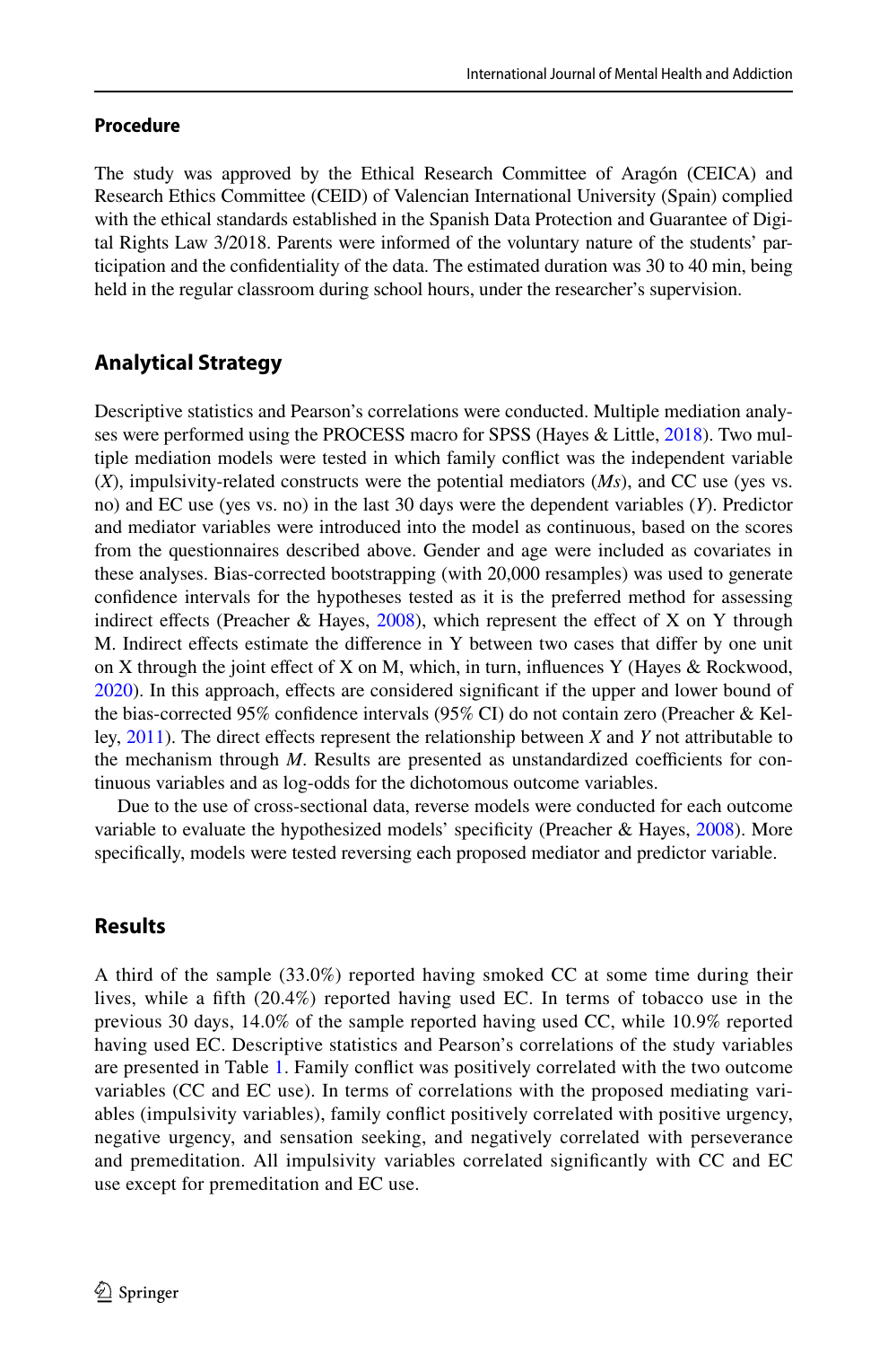## Procedure

The study was approved by the Ethical Research Committee of Aragón (CEICA) and Research Ethics Committee (CEID) of Valencian International University (Spain) complied with the ethical standards established in the Spanish Data Protection and Guarantee of Digital Rights Law 3/2018. Parents were informed of the voluntary nature of the students' participation and the confidentiality of the data. The estimated duration was 30 to 40 min, being held in the regular classroom during school hours, under the researcher's supervision.

## Analytical Strategy

Descriptive statistics and Pearson's correlations were conducted. Multiple mediation analyses were performed using the PROCESS macro for SPSS (Hayes & Little, 2018). Two multiple mediation models were tested in which family conflict was the independent variable (*X*), impulsivity-related constructs were the potential mediators (*Ms*), and CC use (yes vs. no) and EC use (yes vs. no) in the last 30 days were the dependent variables (*Y*). Predictor and mediator variables were introduced into the model as continuous, based on the scores from the questionnaires described above. Gender and age were included as covariates in these analyses. Bias-corrected bootstrapping (with 20,000 resamples) was used to generate confidence intervals for the hypotheses tested as it is the preferred method for assessing indirect effects (Preacher & Hayes, 2008), which represent the effect of X on Y through M. Indirect effects estimate the difference in Y between two cases that differ by one unit on X through the joint effect of X on M, which, in turn, influences Y (Hayes & Rockwood, 2020). In this approach, effects are considered significant if the upper and lower bound of the bias-corrected 95% confidence intervals (95% CI) do not contain zero (Preacher & Kelley, 2011). The direct effects represent the relationship between *X* and *Y* not attributable to the mechanism through *M*. Results are presented as unstandardized coefficients for continuous variables and as log-odds for the dichotomous outcome variables.

Due to the use of cross-sectional data, reverse models were conducted for each outcome variable to evaluate the hypothesized models' specificity (Preacher & Hayes, 2008). More specifically, models were tested reversing each proposed mediator and predictor variable.

## Results

A third of the sample (33.0%) reported having smoked CC at some time during their lives, while a fifth (20.4%) reported having used EC. In terms of tobacco use in the previous 30 days, 14.0% of the sample reported having used CC, while 10.9% reported having used EC. Descriptive statistics and Pearson's correlations of the study variables are presented in Table 1. Family conflict was positively correlated with the two outcome variables (CC and EC use). In terms of correlations with the proposed mediating variables (impulsivity variables), family conflict positively correlated with positive urgency, negative urgency, and sensation seeking, and negatively correlated with perseverance and premeditation. All impulsivity variables correlated significantly with CC and EC use except for premeditation and EC use.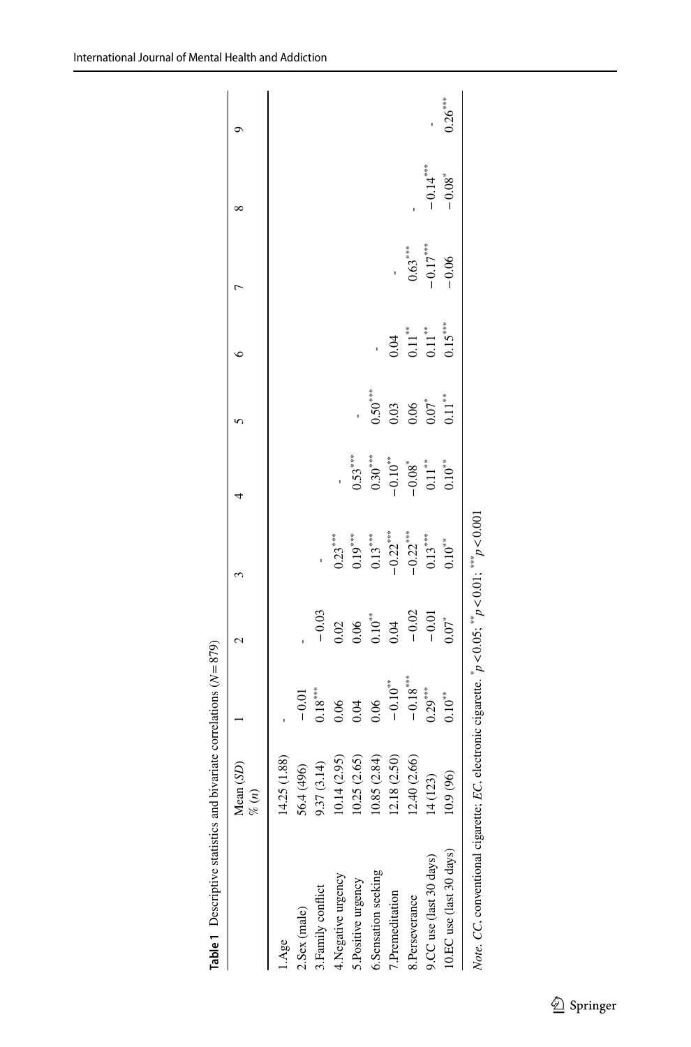**Table 1** Descriptive statistics and bivariate correlations ($N = 879$)

| | Mean ($SD$) % ($n$) | 1 | 2 | 3 | 4 | 5 | 6 | 7 | 8 | 9 |
|---|---|---|---|---|---|---|---|---|---|---|
| 1.Age | 14.25 (1.88) | - | | | | | | | | |
| 2.Sex (male) | 56.4 (496) | −0.01 | - | | | | | | | |
| 3.Family conflict | 9.37 (3.14) | $0.18^{***}$ | −0.03 | - | | | | | | |
| 4.Negative urgency | 10.14 (2.95) | 0.06 | 0.02 | $0.23^{***}$ | - | | | | | |
| 5.Positive urgency | 10.25 (2.65) | 0.04 | 0.06 | $0.19^{***}$ | $0.53^{***}$ | - | | | | |
| 6.Sensation seeking | 10.85 (2.84) | 0.06 | $0.10^{**}$ | $0.13^{***}$ | $0.30^{***}$ | $0.50^{***}$ | - | | | |
| 7.Premeditation | 12.18 (2.50) | $-0.10^{**}$ | 0.04 | $-0.22^{***}$ | $-0.10^{**}$ | 0.03 | 0.04 | - | | |
| 8.Perseverance | 12.40 (2.66) | $-0.18^{***}$ | −0.02 | $-0.22^{***}$ | $-0.08^{*}$ | 0.06 | $0.11^{**}$ | $0.63^{***}$ | - | |
| 9.CC use (last 30 days) | 14 (123) | $0.29^{***}$ | −0.01 | $0.13^{***}$ | $0.11^{**}$ | $0.07^{*}$ | $0.11^{**}$ | $-0.17^{***}$ | $-0.14^{***}$ | - |
| 10.EC use (last 30 days) | 10.9 (96) | $0.10^{**}$ | $0.07^{*}$ | $0.10^{**}$ | $0.10^{**}$ | $0.11^{**}$ | $0.15^{***}$ | −0.06 | $-0.08^{*}$ | $0.26^{***}$ |

*Note*. *CC*, conventional cigarette; *EC*, electronic cigarette. $^{*}p < 0.05$; $^{**}p < 0.01$; $^{***}p < 0.001$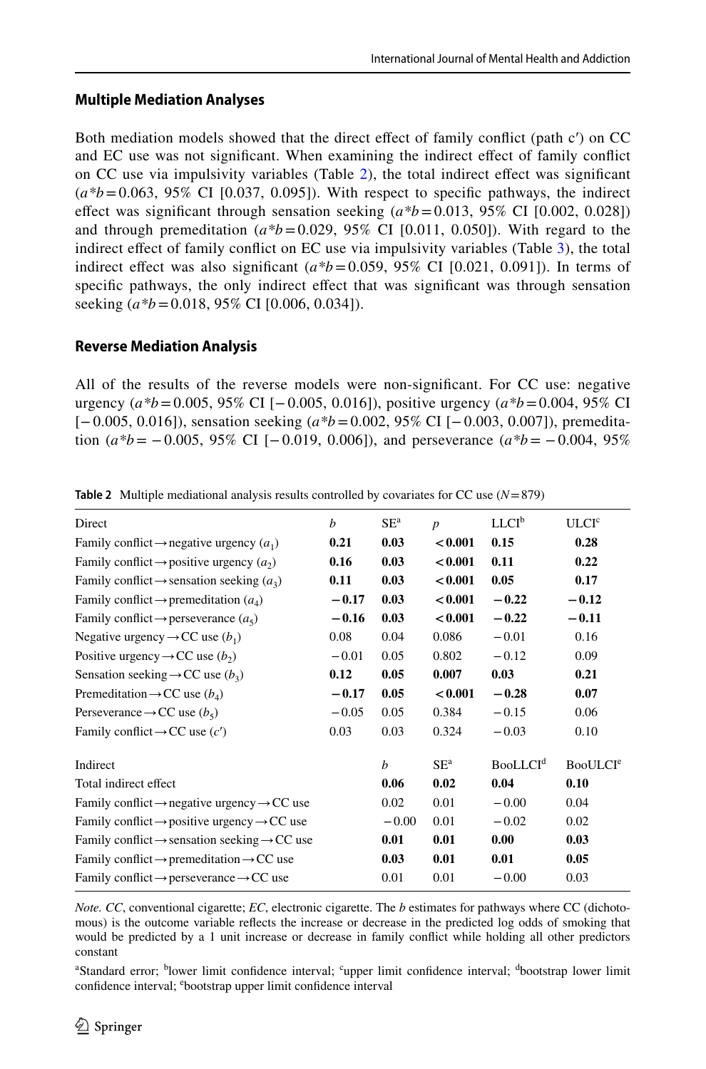### Multiple Mediation Analyses

Both mediation models showed that the direct effect of family conflict (path c′) on CC and EC use was not significant. When examining the indirect effect of family conflict on CC use via impulsivity variables (Table 2), the total indirect effect was significant ($a*b = 0.063$, 95% CI [0.037, 0.095]). With respect to specific pathways, the indirect effect was significant through sensation seeking ($a*b = 0.013$, 95% CI [0.002, 0.028]) and through premeditation ($a*b = 0.029$, 95% CI [0.011, 0.050]). With regard to the indirect effect of family conflict on EC use via impulsivity variables (Table 3), the total indirect effect was also significant ($a*b = 0.059$, 95% CI [0.021, 0.091]). In terms of specific pathways, the only indirect effect that was significant was through sensation seeking ($a*b = 0.018$, 95% CI [0.006, 0.034]).

### Reverse Mediation Analysis

All of the results of the reverse models were non-significant. For CC use: negative urgency ($a*b = 0.005$, 95% CI [−0.005, 0.016]), positive urgency ($a*b = 0.004$, 95% CI [−0.005, 0.016]), sensation seeking ($a*b = 0.002$, 95% CI [−0.003, 0.007]), premeditation ($a*b = -0.005$, 95% CI [−0.019, 0.006]), and perseverance ($a*b = -0.004$, 95%

**Table 2** Multiple mediational analysis results controlled by covariates for CC use ($N = 879$)

| Direct | *b* | SE[a] | *p* | LLCI[b] | ULCI[c] |
|---|---|---|---|---|---|
| Family conflict → negative urgency ($a_1$) | **0.21** | **0.03** | **< 0.001** | **0.15** | **0.28** |
| Family conflict → positive urgency ($a_2$) | **0.16** | **0.03** | **< 0.001** | **0.11** | **0.22** |
| Family conflict → sensation seeking ($a_3$) | **0.11** | **0.03** | **< 0.001** | **0.05** | **0.17** |
| Family conflict → premeditation ($a_4$) | **−0.17** | **0.03** | **< 0.001** | **−0.22** | **−0.12** |
| Family conflict → perseverance ($a_5$) | **−0.16** | **0.03** | **< 0.001** | **−0.22** | **−0.11** |
| Negative urgency → CC use ($b_1$) | 0.08 | 0.04 | 0.086 | −0.01 | 0.16 |
| Positive urgency → CC use ($b_2$) | −0.01 | 0.05 | 0.802 | −0.12 | 0.09 |
| Sensation seeking → CC use ($b_3$) | **0.12** | **0.05** | **0.007** | **0.03** | **0.21** |
| Premeditation → CC use ($b_4$) | **−0.17** | **0.05** | **< 0.001** | **−0.28** | **0.07** |
| Perseverance → CC use ($b_5$) | −0.05 | 0.05 | 0.384 | −0.15 | 0.06 |
| Family conflict → CC use ($c'$) | 0.03 | 0.03 | 0.324 | −0.03 | 0.10 |
| **Indirect** | | *b* | SE[a] | BooLLCI[d] | BooULCI[e] |
| Total indirect effect | | **0.06** | **0.02** | **0.04** | **0.10** |
| Family conflict → negative urgency → CC use | | 0.02 | 0.01 | −0.00 | 0.04 |
| Family conflict → positive urgency → CC use | | −0.00 | 0.01 | −0.02 | 0.02 |
| Family conflict → sensation seeking → CC use | | **0.01** | **0.01** | **0.00** | **0.03** |
| Family conflict → premeditation → CC use | | **0.03** | **0.01** | **0.01** | **0.05** |
| Family conflict → perseverance → CC use | | 0.01 | 0.01 | −0.00 | 0.03 |

*Note. CC*, conventional cigarette; *EC*, electronic cigarette. The *b* estimates for pathways where CC (dichotomous) is the outcome variable reflects the increase or decrease in the predicted log odds of smoking that would be predicted by a 1 unit increase or decrease in family conflict while holding all other predictors constant

[a]Standard error; [b]lower limit confidence interval; [c]upper limit confidence interval; [d]bootstrap lower limit confidence interval; [e]bootstrap upper limit confidence interval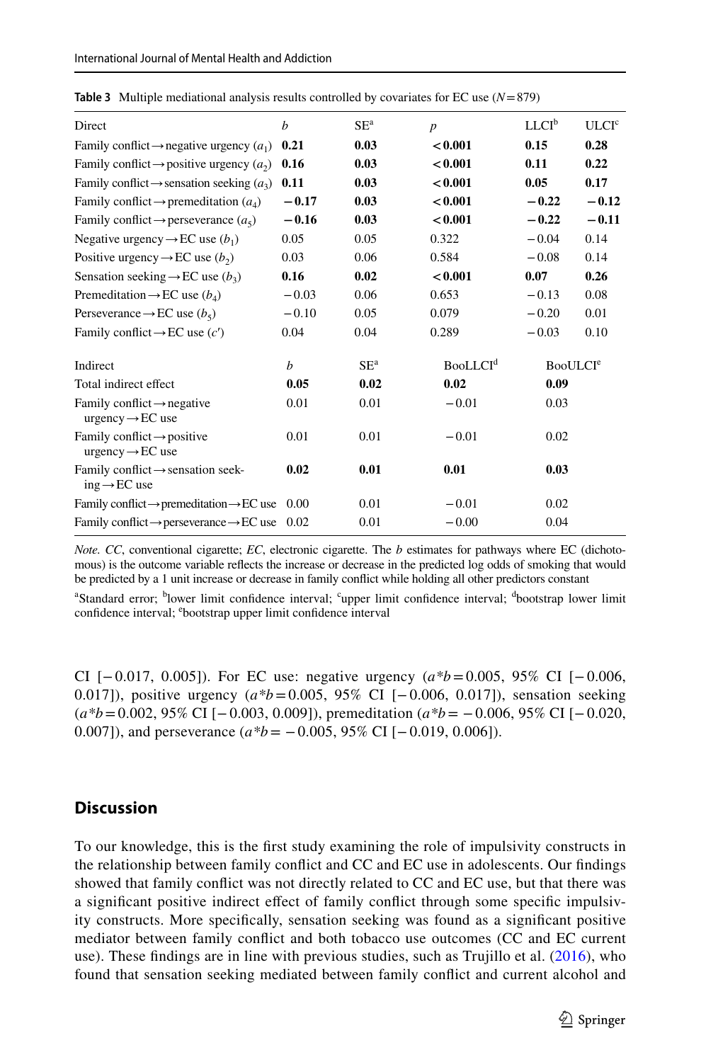**Table 3** Multiple mediational analysis results controlled by covariates for EC use ($N = 879$)

| Direct | $b$ | SE[a] | $p$ | LLCI[b] | ULCI[c] |
|---|---|---|---|---|---|
| Family conflict → negative urgency ($a_1$) | **0.21** | **0.03** | **< 0.001** | **0.15** | **0.28** |
| Family conflict → positive urgency ($a_2$) | **0.16** | **0.03** | **< 0.001** | **0.11** | **0.22** |
| Family conflict → sensation seeking ($a_3$) | **0.11** | **0.03** | **< 0.001** | **0.05** | **0.17** |
| Family conflict → premeditation ($a_4$) | **−0.17** | **0.03** | **< 0.001** | **−0.22** | **−0.12** |
| Family conflict → perseverance ($a_5$) | **−0.16** | **0.03** | **< 0.001** | **−0.22** | **−0.11** |
| Negative urgency → EC use ($b_1$) | 0.05 | 0.05 | 0.322 | −0.04 | 0.14 |
| Positive urgency → EC use ($b_2$) | 0.03 | 0.06 | 0.584 | −0.08 | 0.14 |
| Sensation seeking → EC use ($b_3$) | **0.16** | **0.02** | **< 0.001** | **0.07** | **0.26** |
| Premeditation → EC use ($b_4$) | −0.03 | 0.06 | 0.653 | −0.13 | 0.08 |
| Perseverance → EC use ($b_5$) | −0.10 | 0.05 | 0.079 | −0.20 | 0.01 |
| Family conflict → EC use ($c'$) | 0.04 | 0.04 | 0.289 | −0.03 | 0.10 |
| **Indirect** | $b$ | SE[a] | BooLLCI[d] | BooULCI[e] | |
| Total indirect effect | **0.05** | **0.02** | **0.02** | **0.09** | |
| Family conflict → negative urgency → EC use | 0.01 | 0.01 | −0.01 | 0.03 | |
| Family conflict → positive urgency → EC use | 0.01 | 0.01 | −0.01 | 0.02 | |
| Family conflict → sensation seeking → EC use | **0.02** | **0.01** | **0.01** | **0.03** | |
| Family conflict → premeditation → EC use | 0.00 | 0.01 | −0.01 | 0.02 | |
| Family conflict → perseverance → EC use | 0.02 | 0.01 | −0.00 | 0.04 | |

*Note. CC*, conventional cigarette; *EC*, electronic cigarette. The *b* estimates for pathways where EC (dichotomous) is the outcome variable reflects the increase or decrease in the predicted log odds of smoking that would be predicted by a 1 unit increase or decrease in family conflict while holding all other predictors constant

[a]Standard error; [b]lower limit confidence interval; [c]upper limit confidence interval; [d]bootstrap lower limit confidence interval; [e]bootstrap upper limit confidence interval

CI [−0.017, 0.005]). For EC use: negative urgency ($a*b = 0.005$, 95% CI [−0.006, 0.017]), positive urgency ($a*b = 0.005$, 95% CI [−0.006, 0.017]), sensation seeking ($a*b = 0.002$, 95% CI [−0.003, 0.009]), premeditation ($a*b = -0.006$, 95% CI [−0.020, 0.007]), and perseverance ($a*b = -0.005$, 95% CI [−0.019, 0.006]).

## Discussion

To our knowledge, this is the first study examining the role of impulsivity constructs in the relationship between family conflict and CC and EC use in adolescents. Our findings showed that family conflict was not directly related to CC and EC use, but that there was a significant positive indirect effect of family conflict through some specific impulsivity constructs. More specifically, sensation seeking was found as a significant positive mediator between family conflict and both tobacco use outcomes (CC and EC current use). These findings are in line with previous studies, such as Trujillo et al. (2016), who found that sensation seeking mediated between family conflict and current alcohol and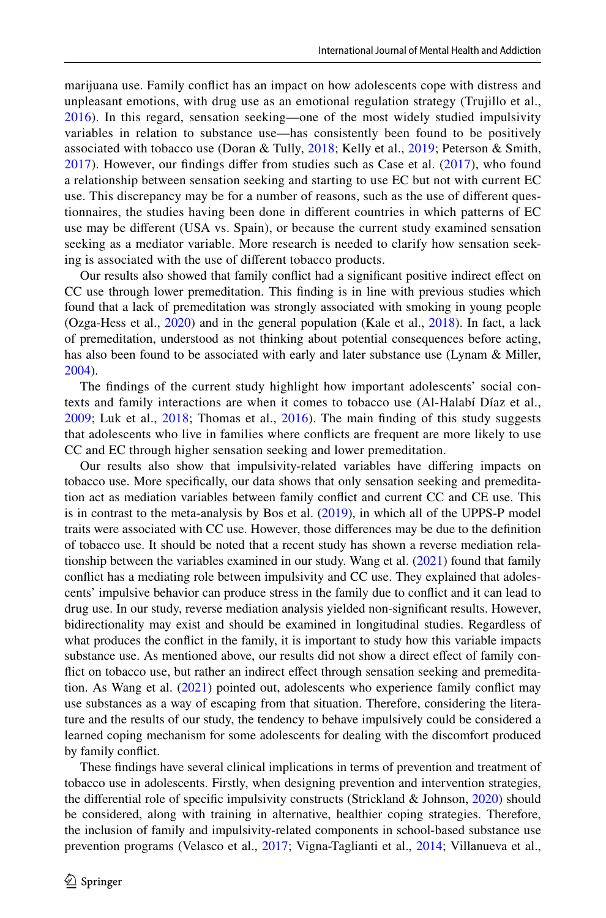marijuana use. Family conflict has an impact on how adolescents cope with distress and unpleasant emotions, with drug use as an emotional regulation strategy (Trujillo et al., 2016). In this regard, sensation seeking—one of the most widely studied impulsivity variables in relation to substance use—has consistently been found to be positively associated with tobacco use (Doran & Tully, 2018; Kelly et al., 2019; Peterson & Smith, 2017). However, our findings differ from studies such as Case et al. (2017), who found a relationship between sensation seeking and starting to use EC but not with current EC use. This discrepancy may be for a number of reasons, such as the use of different questionnaires, the studies having been done in different countries in which patterns of EC use may be different (USA vs. Spain), or because the current study examined sensation seeking as a mediator variable. More research is needed to clarify how sensation seeking is associated with the use of different tobacco products.

Our results also showed that family conflict had a significant positive indirect effect on CC use through lower premeditation. This finding is in line with previous studies which found that a lack of premeditation was strongly associated with smoking in young people (Ozga-Hess et al., 2020) and in the general population (Kale et al., 2018). In fact, a lack of premeditation, understood as not thinking about potential consequences before acting, has also been found to be associated with early and later substance use (Lynam & Miller, 2004).

The findings of the current study highlight how important adolescents' social contexts and family interactions are when it comes to tobacco use (Al-Halabí Díaz et al., 2009; Luk et al., 2018; Thomas et al., 2016). The main finding of this study suggests that adolescents who live in families where conflicts are frequent are more likely to use CC and EC through higher sensation seeking and lower premeditation.

Our results also show that impulsivity-related variables have differing impacts on tobacco use. More specifically, our data shows that only sensation seeking and premeditation act as mediation variables between family conflict and current CC and CE use. This is in contrast to the meta-analysis by Bos et al. (2019), in which all of the UPPS-P model traits were associated with CC use. However, those differences may be due to the definition of tobacco use. It should be noted that a recent study has shown a reverse mediation relationship between the variables examined in our study. Wang et al. (2021) found that family conflict has a mediating role between impulsivity and CC use. They explained that adolescents' impulsive behavior can produce stress in the family due to conflict and it can lead to drug use. In our study, reverse mediation analysis yielded non-significant results. However, bidirectionality may exist and should be examined in longitudinal studies. Regardless of what produces the conflict in the family, it is important to study how this variable impacts substance use. As mentioned above, our results did not show a direct effect of family conflict on tobacco use, but rather an indirect effect through sensation seeking and premeditation. As Wang et al. (2021) pointed out, adolescents who experience family conflict may use substances as a way of escaping from that situation. Therefore, considering the literature and the results of our study, the tendency to behave impulsively could be considered a learned coping mechanism for some adolescents for dealing with the discomfort produced by family conflict.

These findings have several clinical implications in terms of prevention and treatment of tobacco use in adolescents. Firstly, when designing prevention and intervention strategies, the differential role of specific impulsivity constructs (Strickland & Johnson, 2020) should be considered, along with training in alternative, healthier coping strategies. Therefore, the inclusion of family and impulsivity-related components in school-based substance use prevention programs (Velasco et al., 2017; Vigna-Taglianti et al., 2014; Villanueva et al.,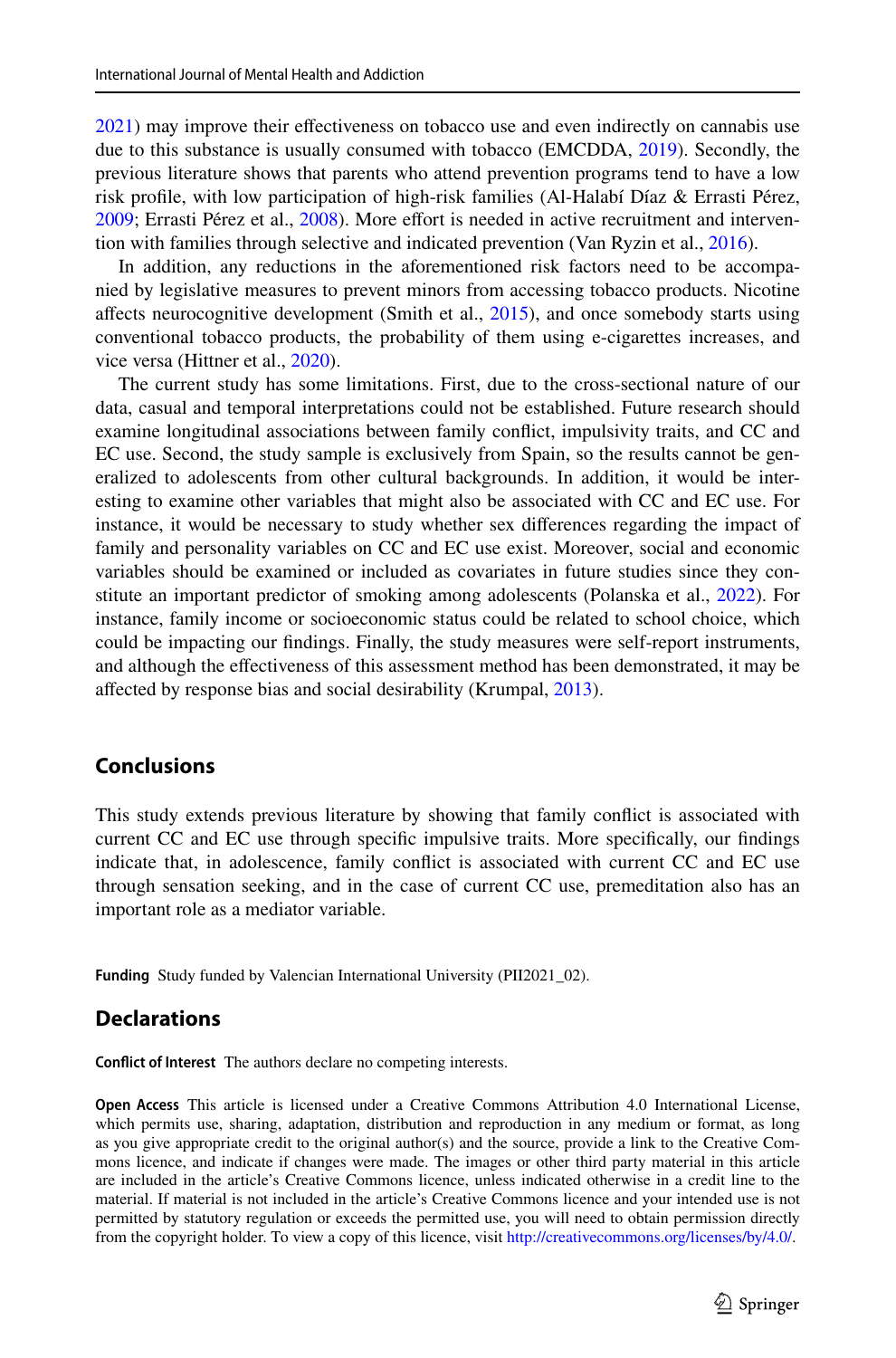2021) may improve their effectiveness on tobacco use and even indirectly on cannabis use due to this substance is usually consumed with tobacco (EMCDDA, 2019). Secondly, the previous literature shows that parents who attend prevention programs tend to have a low risk profile, with low participation of high-risk families (Al-Halabí Díaz & Errasti Pérez, 2009; Errasti Pérez et al., 2008). More effort is needed in active recruitment and intervention with families through selective and indicated prevention (Van Ryzin et al., 2016).

In addition, any reductions in the aforementioned risk factors need to be accompanied by legislative measures to prevent minors from accessing tobacco products. Nicotine affects neurocognitive development (Smith et al., 2015), and once somebody starts using conventional tobacco products, the probability of them using e-cigarettes increases, and vice versa (Hittner et al., 2020).

The current study has some limitations. First, due to the cross-sectional nature of our data, casual and temporal interpretations could not be established. Future research should examine longitudinal associations between family conflict, impulsivity traits, and CC and EC use. Second, the study sample is exclusively from Spain, so the results cannot be generalized to adolescents from other cultural backgrounds. In addition, it would be interesting to examine other variables that might also be associated with CC and EC use. For instance, it would be necessary to study whether sex differences regarding the impact of family and personality variables on CC and EC use exist. Moreover, social and economic variables should be examined or included as covariates in future studies since they constitute an important predictor of smoking among adolescents (Polanska et al., 2022). For instance, family income or socioeconomic status could be related to school choice, which could be impacting our findings. Finally, the study measures were self-report instruments, and although the effectiveness of this assessment method has been demonstrated, it may be affected by response bias and social desirability (Krumpal, 2013).

## Conclusions

This study extends previous literature by showing that family conflict is associated with current CC and EC use through specific impulsive traits. More specifically, our findings indicate that, in adolescence, family conflict is associated with current CC and EC use through sensation seeking, and in the case of current CC use, premeditation also has an important role as a mediator variable.

**Funding** Study funded by Valencian International University (PII2021_02).

## Declarations

**Conflict of Interest** The authors declare no competing interests.

**Open Access** This article is licensed under a Creative Commons Attribution 4.0 International License, which permits use, sharing, adaptation, distribution and reproduction in any medium or format, as long as you give appropriate credit to the original author(s) and the source, provide a link to the Creative Commons licence, and indicate if changes were made. The images or other third party material in this article are included in the article's Creative Commons licence, unless indicated otherwise in a credit line to the material. If material is not included in the article's Creative Commons licence and your intended use is not permitted by statutory regulation or exceeds the permitted use, you will need to obtain permission directly from the copyright holder. To view a copy of this licence, visit http://creativecommons.org/licenses/by/4.0/.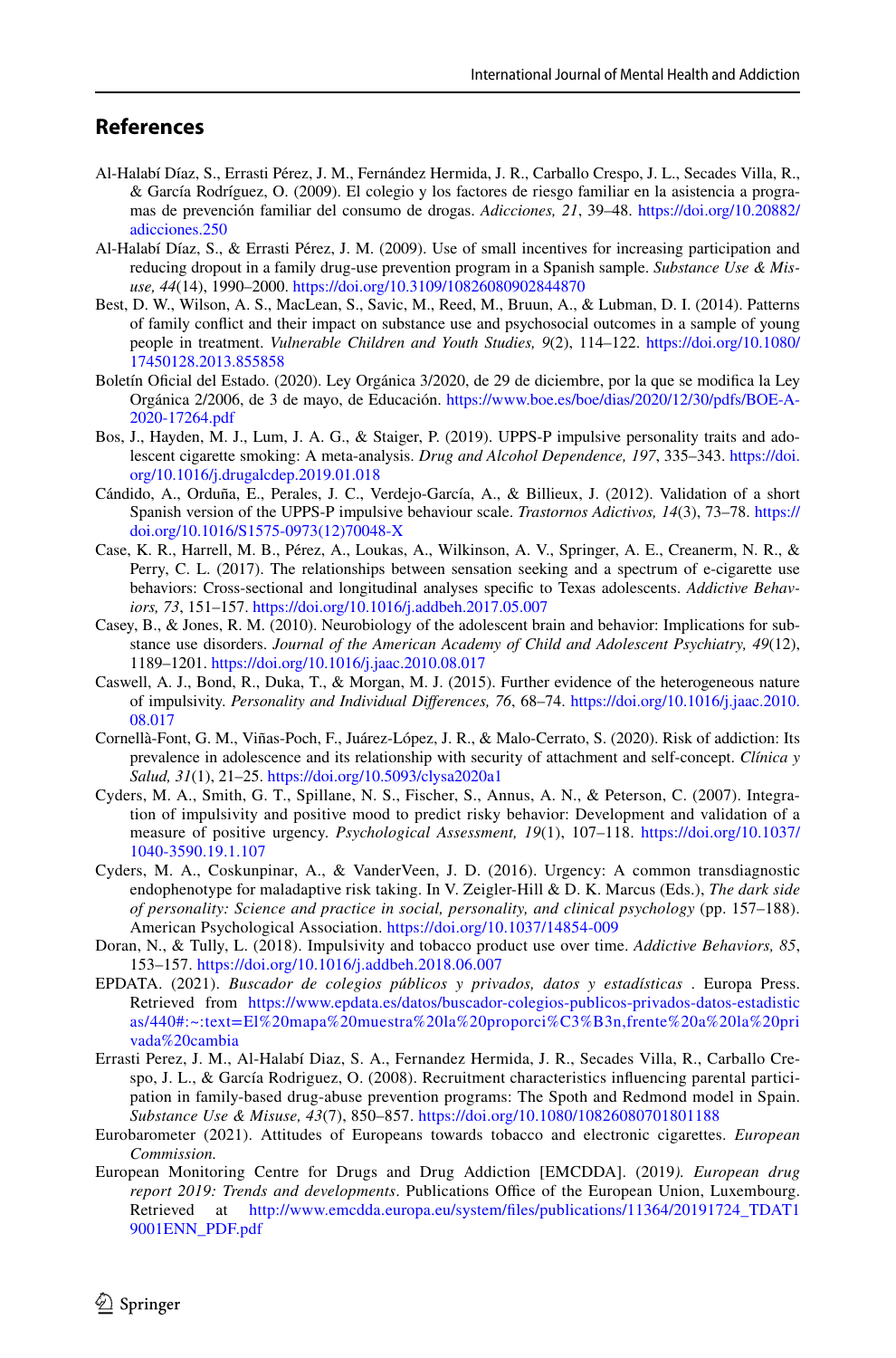## References

Al-Halabí Díaz, S., Errasti Pérez, J. M., Fernández Hermida, J. R., Carballo Crespo, J. L., Secades Villa, R., & García Rodríguez, O. (2009). El colegio y los factores de riesgo familiar en la asistencia a programas de prevención familiar del consumo de drogas. *Adicciones, 21*, 39–48. https://doi.org/10.20882/adicciones.250

Al-Halabí Díaz, S., & Errasti Pérez, J. M. (2009). Use of small incentives for increasing participation and reducing dropout in a family drug-use prevention program in a Spanish sample. *Substance Use & Misuse, 44*(14), 1990–2000. https://doi.org/10.3109/10826080902844870

Best, D. W., Wilson, A. S., MacLean, S., Savic, M., Reed, M., Bruun, A., & Lubman, D. I. (2014). Patterns of family conflict and their impact on substance use and psychosocial outcomes in a sample of young people in treatment. *Vulnerable Children and Youth Studies, 9*(2), 114–122. https://doi.org/10.1080/17450128.2013.855858

Boletín Oficial del Estado. (2020). Ley Orgánica 3/2020, de 29 de diciembre, por la que se modifica la Ley Orgánica 2/2006, de 3 de mayo, de Educación. https://www.boe.es/boe/dias/2020/12/30/pdfs/BOE-A-2020-17264.pdf

Bos, J., Hayden, M. J., Lum, J. A. G., & Staiger, P. (2019). UPPS-P impulsive personality traits and adolescent cigarette smoking: A meta-analysis. *Drug and Alcohol Dependence, 197*, 335–343. https://doi.org/10.1016/j.drugalcdep.2019.01.018

Cándido, A., Orduña, E., Perales, J. C., Verdejo-García, A., & Billieux, J. (2012). Validation of a short Spanish version of the UPPS-P impulsive behaviour scale. *Trastornos Adictivos, 14*(3), 73–78. https://doi.org/10.1016/S1575-0973(12)70048-X

Case, K. R., Harrell, M. B., Pérez, A., Loukas, A., Wilkinson, A. V., Springer, A. E., Creanerm, N. R., & Perry, C. L. (2017). The relationships between sensation seeking and a spectrum of e-cigarette use behaviors: Cross-sectional and longitudinal analyses specific to Texas adolescents. *Addictive Behaviors, 73*, 151–157. https://doi.org/10.1016/j.addbeh.2017.05.007

Casey, B., & Jones, R. M. (2010). Neurobiology of the adolescent brain and behavior: Implications for substance use disorders. *Journal of the American Academy of Child and Adolescent Psychiatry, 49*(12), 1189–1201. https://doi.org/10.1016/j.jaac.2010.08.017

Caswell, A. J., Bond, R., Duka, T., & Morgan, M. J. (2015). Further evidence of the heterogeneous nature of impulsivity. *Personality and Individual Differences, 76*, 68–74. https://doi.org/10.1016/j.jaac.2010.08.017

Cornellà-Font, G. M., Viñas-Poch, F., Juárez-López, J. R., & Malo-Cerrato, S. (2020). Risk of addiction: Its prevalence in adolescence and its relationship with security of attachment and self-concept. *Clínica y Salud, 31*(1), 21–25. https://doi.org/10.5093/clysa2020a1

Cyders, M. A., Smith, G. T., Spillane, N. S., Fischer, S., Annus, A. N., & Peterson, C. (2007). Integration of impulsivity and positive mood to predict risky behavior: Development and validation of a measure of positive urgency. *Psychological Assessment, 19*(1), 107–118. https://doi.org/10.1037/1040-3590.19.1.107

Cyders, M. A., Coskunpinar, A., & VanderVeen, J. D. (2016). Urgency: A common transdiagnostic endophenotype for maladaptive risk taking. In V. Zeigler-Hill & D. K. Marcus (Eds.), *The dark side of personality: Science and practice in social, personality, and clinical psychology* (pp. 157–188). American Psychological Association. https://doi.org/10.1037/14854-009

Doran, N., & Tully, L. (2018). Impulsivity and tobacco product use over time. *Addictive Behaviors, 85*, 153–157. https://doi.org/10.1016/j.addbeh.2018.06.007

EPDATA. (2021). *Buscador de colegios públicos y privados, datos y estadísticas* . Europa Press. Retrieved from https://www.epdata.es/datos/buscador-colegios-publicos-privados-datos-estadisticas/440#:~:text=El%20mapa%20muestra%20la%20proporci%C3%B3n,frente%20a%20la%20privada%20cambia

Errasti Perez, J. M., Al-Halabí Diaz, S. A., Fernandez Hermida, J. R., Secades Villa, R., Carballo Crespo, J. L., & García Rodriguez, O. (2008). Recruitment characteristics influencing parental participation in family-based drug-abuse prevention programs: The Spoth and Redmond model in Spain. *Substance Use & Misuse, 43*(7), 850–857. https://doi.org/10.1080/10826080701801188

Eurobarometer (2021). Attitudes of Europeans towards tobacco and electronic cigarettes. *European Commission.*

European Monitoring Centre for Drugs and Drug Addiction [EMCDDA]. (2019*). European drug report 2019: Trends and developments*. Publications Office of the European Union, Luxembourg. Retrieved at http://www.emcdda.europa.eu/system/files/publications/11364/20191724_TDAT19001ENN_PDF.pdf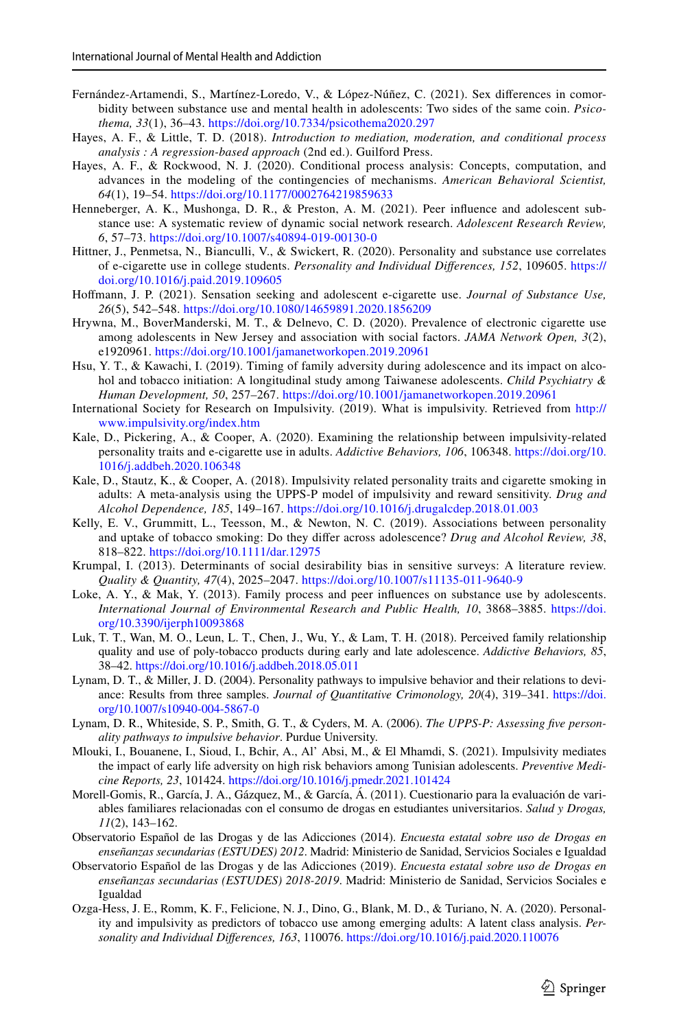Fernández-Artamendi, S., Martínez-Loredo, V., & López-Núñez, C. (2021). Sex differences in comorbidity between substance use and mental health in adolescents: Two sides of the same coin. *Psicothema, 33*(1), 36–43. https://doi.org/10.7334/psicothema2020.297

Hayes, A. F., & Little, T. D. (2018). *Introduction to mediation, moderation, and conditional process analysis : A regression-based approach* (2nd ed.). Guilford Press.

Hayes, A. F., & Rockwood, N. J. (2020). Conditional process analysis: Concepts, computation, and advances in the modeling of the contingencies of mechanisms. *American Behavioral Scientist, 64*(1), 19–54. https://doi.org/10.1177/0002764219859633

Henneberger, A. K., Mushonga, D. R., & Preston, A. M. (2021). Peer influence and adolescent substance use: A systematic review of dynamic social network research. *Adolescent Research Review, 6*, 57–73. https://doi.org/10.1007/s40894-019-00130-0

Hittner, J., Penmetsa, N., Bianculli, V., & Swickert, R. (2020). Personality and substance use correlates of e-cigarette use in college students. *Personality and Individual Differences, 152*, 109605. https://doi.org/10.1016/j.paid.2019.109605

Hoffmann, J. P. (2021). Sensation seeking and adolescent e-cigarette use. *Journal of Substance Use, 26*(5), 542–548. https://doi.org/10.1080/14659891.2020.1856209

Hrywna, M., BoverManderski, M. T., & Delnevo, C. D. (2020). Prevalence of electronic cigarette use among adolescents in New Jersey and association with social factors. *JAMA Network Open, 3*(2), e1920961. https://doi.org/10.1001/jamanetworkopen.2019.20961

Hsu, Y. T., & Kawachi, I. (2019). Timing of family adversity during adolescence and its impact on alcohol and tobacco initiation: A longitudinal study among Taiwanese adolescents. *Child Psychiatry & Human Development, 50*, 257–267. https://doi.org/10.1001/jamanetworkopen.2019.20961

International Society for Research on Impulsivity. (2019). What is impulsivity. Retrieved from http://www.impulsivity.org/index.htm

Kale, D., Pickering, A., & Cooper, A. (2020). Examining the relationship between impulsivity-related personality traits and e-cigarette use in adults. *Addictive Behaviors, 106*, 106348. https://doi.org/10.1016/j.addbeh.2020.106348

Kale, D., Stautz, K., & Cooper, A. (2018). Impulsivity related personality traits and cigarette smoking in adults: A meta-analysis using the UPPS-P model of impulsivity and reward sensitivity. *Drug and Alcohol Dependence, 185*, 149–167. https://doi.org/10.1016/j.drugalcdep.2018.01.003

Kelly, E. V., Grummitt, L., Teesson, M., & Newton, N. C. (2019). Associations between personality and uptake of tobacco smoking: Do they differ across adolescence? *Drug and Alcohol Review, 38*, 818–822. https://doi.org/10.1111/dar.12975

Krumpal, I. (2013). Determinants of social desirability bias in sensitive surveys: A literature review. *Quality & Quantity, 47*(4), 2025–2047. https://doi.org/10.1007/s11135-011-9640-9

Loke, A. Y., & Mak, Y. (2013). Family process and peer influences on substance use by adolescents. *International Journal of Environmental Research and Public Health, 10*, 3868–3885. https://doi.org/10.3390/ijerph10093868

Luk, T. T., Wan, M. O., Leun, L. T., Chen, J., Wu, Y., & Lam, T. H. (2018). Perceived family relationship quality and use of poly-tobacco products during early and late adolescence. *Addictive Behaviors, 85*, 38–42. https://doi.org/10.1016/j.addbeh.2018.05.011

Lynam, D. T., & Miller, J. D. (2004). Personality pathways to impulsive behavior and their relations to deviance: Results from three samples. *Journal of Quantitative Crimonology, 20*(4), 319–341. https://doi.org/10.1007/s10940-004-5867-0

Lynam, D. R., Whiteside, S. P., Smith, G. T., & Cyders, M. A. (2006). *The UPPS-P: Assessing five personality pathways to impulsive behavior*. Purdue University.

Mlouki, I., Bouanene, I., Sioud, I., Bchir, A., Al' Absi, M., & El Mhamdi, S. (2021). Impulsivity mediates the impact of early life adversity on high risk behaviors among Tunisian adolescents. *Preventive Medicine Reports, 23*, 101424. https://doi.org/10.1016/j.pmedr.2021.101424

Morell-Gomis, R., García, J. A., Gázquez, M., & García, Á. (2011). Cuestionario para la evaluación de variables familiares relacionadas con el consumo de drogas en estudiantes universitarios. *Salud y Drogas, 11*(2), 143–162.

Observatorio Español de las Drogas y de las Adicciones (2014). *Encuesta estatal sobre uso de Drogas en enseñanzas secundarias (ESTUDES) 2012*. Madrid: Ministerio de Sanidad, Servicios Sociales e Igualdad

Observatorio Español de las Drogas y de las Adicciones (2019). *Encuesta estatal sobre uso de Drogas en enseñanzas secundarias (ESTUDES) 2018-2019*. Madrid: Ministerio de Sanidad, Servicios Sociales e Igualdad

Ozga-Hess, J. E., Romm, K. F., Felicione, N. J., Dino, G., Blank, M. D., & Turiano, N. A. (2020). Personality and impulsivity as predictors of tobacco use among emerging adults: A latent class analysis. *Personality and Individual Differences, 163*, 110076. https://doi.org/10.1016/j.paid.2020.110076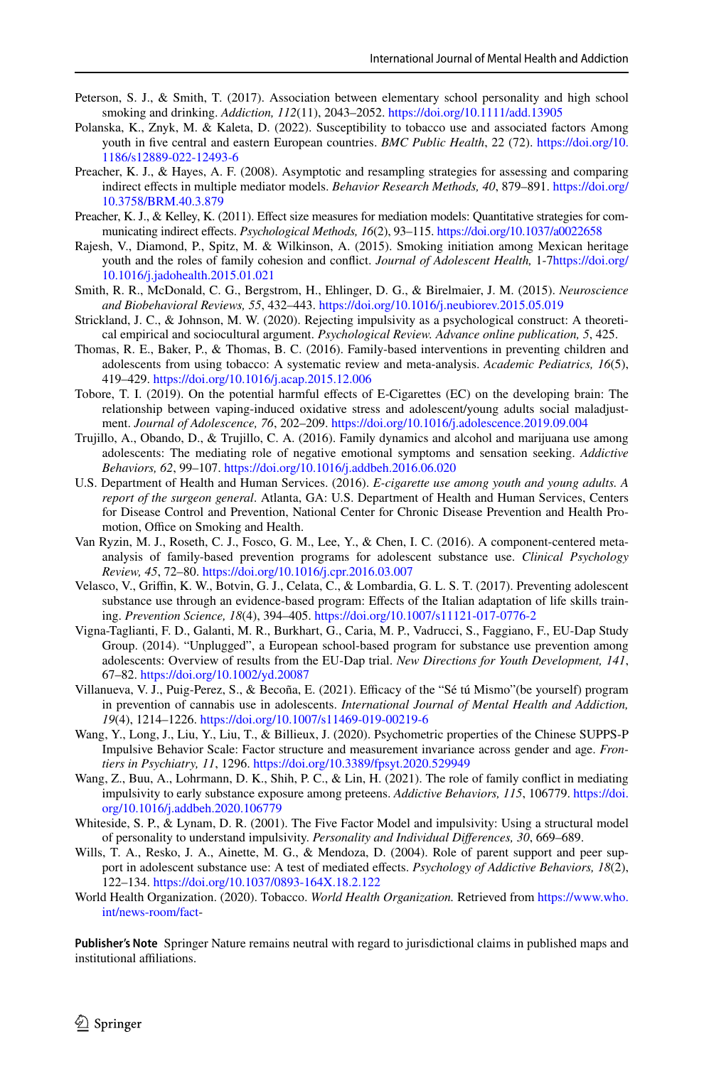Peterson, S. J., & Smith, T. (2017). Association between elementary school personality and high school smoking and drinking. *Addiction, 112*(11), 2043–2052. https://doi.org/10.1111/add.13905

Polanska, K., Znyk, M. & Kaleta, D. (2022). Susceptibility to tobacco use and associated factors Among youth in five central and eastern European countries. *BMC Public Health*, 22 (72). https://doi.org/10.1186/s12889-022-12493-6

Preacher, K. J., & Hayes, A. F. (2008). Asymptotic and resampling strategies for assessing and comparing indirect effects in multiple mediator models. *Behavior Research Methods, 40*, 879–891. https://doi.org/10.3758/BRM.40.3.879

Preacher, K. J., & Kelley, K. (2011). Effect size measures for mediation models: Quantitative strategies for communicating indirect effects. *Psychological Methods, 16*(2), 93–115. https://doi.org/10.1037/a0022658

Rajesh, V., Diamond, P., Spitz, M. & Wilkinson, A. (2015). Smoking initiation among Mexican heritage youth and the roles of family cohesion and conflict. *Journal of Adolescent Health,* 1-7https://doi.org/10.1016/j.jadohealth.2015.01.021

Smith, R. R., McDonald, C. G., Bergstrom, H., Ehlinger, D. G., & Birelmaier, J. M. (2015). *Neuroscience and Biobehavioral Reviews, 55*, 432–443. https://doi.org/10.1016/j.neubiorev.2015.05.019

Strickland, J. C., & Johnson, M. W. (2020). Rejecting impulsivity as a psychological construct: A theoretical empirical and sociocultural argument. *Psychological Review. Advance online publication, 5*, 425.

Thomas, R. E., Baker, P., & Thomas, B. C. (2016). Family-based interventions in preventing children and adolescents from using tobacco: A systematic review and meta-analysis. *Academic Pediatrics, 16*(5), 419–429. https://doi.org/10.1016/j.acap.2015.12.006

Tobore, T. I. (2019). On the potential harmful effects of E-Cigarettes (EC) on the developing brain: The relationship between vaping-induced oxidative stress and adolescent/young adults social maladjustment. *Journal of Adolescence, 76*, 202–209. https://doi.org/10.1016/j.adolescence.2019.09.004

Trujillo, A., Obando, D., & Trujillo, C. A. (2016). Family dynamics and alcohol and marijuana use among adolescents: The mediating role of negative emotional symptoms and sensation seeking. *Addictive Behaviors, 62*, 99–107. https://doi.org/10.1016/j.addbeh.2016.06.020

U.S. Department of Health and Human Services. (2016). *E-cigarette use among youth and young adults. A report of the surgeon general*. Atlanta, GA: U.S. Department of Health and Human Services, Centers for Disease Control and Prevention, National Center for Chronic Disease Prevention and Health Promotion, Office on Smoking and Health.

Van Ryzin, M. J., Roseth, C. J., Fosco, G. M., Lee, Y., & Chen, I. C. (2016). A component-centered meta-analysis of family-based prevention programs for adolescent substance use. *Clinical Psychology Review, 45*, 72–80. https://doi.org/10.1016/j.cpr.2016.03.007

Velasco, V., Griffin, K. W., Botvin, G. J., Celata, C., & Lombardia, G. L. S. T. (2017). Preventing adolescent substance use through an evidence-based program: Effects of the Italian adaptation of life skills training. *Prevention Science, 18*(4), 394–405. https://doi.org/10.1007/s11121-017-0776-2

Vigna-Taglianti, F. D., Galanti, M. R., Burkhart, G., Caria, M. P., Vadrucci, S., Faggiano, F., EU-Dap Study Group. (2014). "Unplugged", a European school-based program for substance use prevention among adolescents: Overview of results from the EU-Dap trial. *New Directions for Youth Development, 141*, 67–82. https://doi.org/10.1002/yd.20087

Villanueva, V. J., Puig-Perez, S., & Becoña, E. (2021). Efficacy of the "Sé tú Mismo"(be yourself) program in prevention of cannabis use in adolescents. *International Journal of Mental Health and Addiction, 19*(4), 1214–1226. https://doi.org/10.1007/s11469-019-00219-6

Wang, Y., Long, J., Liu, Y., Liu, T., & Billieux, J. (2020). Psychometric properties of the Chinese SUPPS-P Impulsive Behavior Scale: Factor structure and measurement invariance across gender and age. *Frontiers in Psychiatry, 11*, 1296. https://doi.org/10.3389/fpsyt.2020.529949

Wang, Z., Buu, A., Lohrmann, D. K., Shih, P. C., & Lin, H. (2021). The role of family conflict in mediating impulsivity to early substance exposure among preteens. *Addictive Behaviors, 115*, 106779. https://doi.org/10.1016/j.addbeh.2020.106779

Whiteside, S. P., & Lynam, D. R. (2001). The Five Factor Model and impulsivity: Using a structural model of personality to understand impulsivity. *Personality and Individual Differences, 30*, 669–689.

Wills, T. A., Resko, J. A., Ainette, M. G., & Mendoza, D. (2004). Role of parent support and peer support in adolescent substance use: A test of mediated effects. *Psychology of Addictive Behaviors, 18*(2), 122–134. https://doi.org/10.1037/0893-164X.18.2.122

World Health Organization. (2020). Tobacco. *World Health Organization.* Retrieved from https://www.who.int/news-room/fact-

**Publisher's Note** Springer Nature remains neutral with regard to jurisdictional claims in published maps and institutional affiliations.